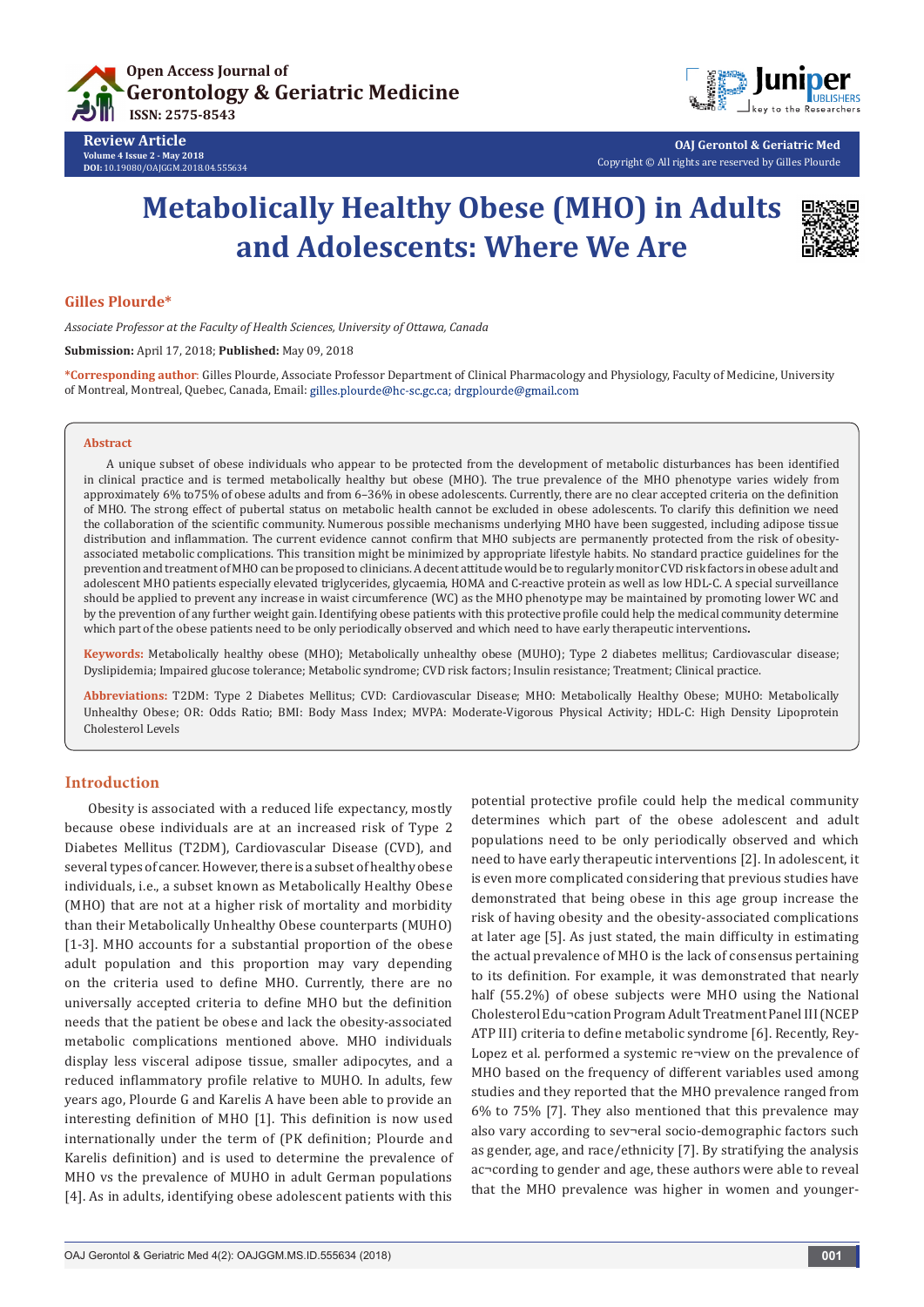Review Article

# Metabolically Healthy Obese (MHO) in Adults and Adolescents: Where We Are

**Gilles Plourde***

*Associate Professor at the Faculty of Health Sciences, University of Ottawa, Canada*

**Submission:** April 17, 2018; **Published:** May 09, 2018

***Corresponding author:** Gilles Plourde, Associate Professor Department of Clinical Pharmacology and Physiology, Faculty of Medicine, University of Montreal, Montreal, Quebec, Canada, Email: gilles.plourde@hc-sc.gc.ca; drgplourde@gmail.com

## Abstract

A unique subset of obese individuals who appear to be protected from the development of metabolic disturbances has been identified in clinical practice and is termed metabolically healthy but obese (MHO). The true prevalence of the MHO phenotype varies widely from approximately 6% to75% of obese adults and from 6–36% in obese adolescents. Currently, there are no clear accepted criteria on the definition of MHO. The strong effect of pubertal status on metabolic health cannot be excluded in obese adolescents. To clarify this definition we need the collaboration of the scientific community. Numerous possible mechanisms underlying MHO have been suggested, including adipose tissue distribution and inflammation. The current evidence cannot confirm that MHO subjects are permanently protected from the risk of obesity-associated metabolic complications. This transition might be minimized by appropriate lifestyle habits. No standard practice guidelines for the prevention and treatment of MHO can be proposed to clinicians. A decent attitude would be to regularly monitor CVD risk factors in obese adult and adolescent MHO patients especially elevated triglycerides, glycaemia, HOMA and C-reactive protein as well as low HDL-C. A special surveillance should be applied to prevent any increase in waist circumference (WC) as the MHO phenotype may be maintained by promoting lower WC and by the prevention of any further weight gain. Identifying obese patients with this protective profile could help the medical community determine which part of the obese patients need to be only periodically observed and which need to have early therapeutic interventions.

**Keywords:** Metabolically healthy obese (MHO); Metabolically unhealthy obese (MUHO); Type 2 diabetes mellitus; Cardiovascular disease; Dyslipidemia; Impaired glucose tolerance; Metabolic syndrome; CVD risk factors; Insulin resistance; Treatment; Clinical practice.

**Abbreviations:** T2DM: Type 2 Diabetes Mellitus; CVD: Cardiovascular Disease; MHO: Metabolically Healthy Obese; MUHO: Metabolically Unhealthy Obese; OR: Odds Ratio; BMI: Body Mass Index; MVPA: Moderate-Vigorous Physical Activity; HDL-C: High Density Lipoprotein Cholesterol Levels

## Introduction

Obesity is associated with a reduced life expectancy, mostly because obese individuals are at an increased risk of Type 2 Diabetes Mellitus (T2DM), Cardiovascular Disease (CVD), and several types of cancer. However, there is a subset of healthy obese individuals, i.e., a subset known as Metabolically Healthy Obese (MHO) that are not at a higher risk of mortality and morbidity than their Metabolically Unhealthy Obese counterparts (MUHO) [1-3]. MHO accounts for a substantial proportion of the obese adult population and this proportion may vary depending on the criteria used to define MHO. Currently, there are no universally accepted criteria to define MHO but the definition needs that the patient be obese and lack the obesity-associated metabolic complications mentioned above. MHO individuals display less visceral adipose tissue, smaller adipocytes, and a reduced inflammatory profile relative to MUHO. In adults, few years ago, Plourde G and Karelis A have been able to provide an interesting definition of MHO [1]. This definition is now used internationally under the term of (PK definition; Plourde and Karelis definition) and is used to determine the prevalence of MHO vs the prevalence of MUHO in adult German populations [4]. As in adults, identifying obese adolescent patients with this potential protective profile could help the medical community determines which part of the obese adolescent and adult populations need to be only periodically observed and which need to have early therapeutic interventions [2]. In adolescent, it is even more complicated considering that previous studies have demonstrated that being obese in this age group increase the risk of having obesity and the obesity-associated complications at later age [5]. As just stated, the main difficulty in estimating the actual prevalence of MHO is the lack of consensus pertaining to its definition. For example, it was demonstrated that nearly half (55.2%) of obese subjects were MHO using the National Cholesterol Edu¬cation Program Adult Treatment Panel III (NCEP ATP III) criteria to define metabolic syndrome [6]. Recently, Rey-Lopez et al. performed a systemic re¬view on the prevalence of MHO based on the frequency of different variables used among studies and they reported that the MHO prevalence ranged from 6% to 75% [7]. They also mentioned that this prevalence may also vary according to sev¬eral socio-demographic factors such as gender, age, and race/ethnicity [7]. By stratifying the analysis ac¬cording to gender and age, these authors were able to reveal that the MHO prevalence was higher in women and younger-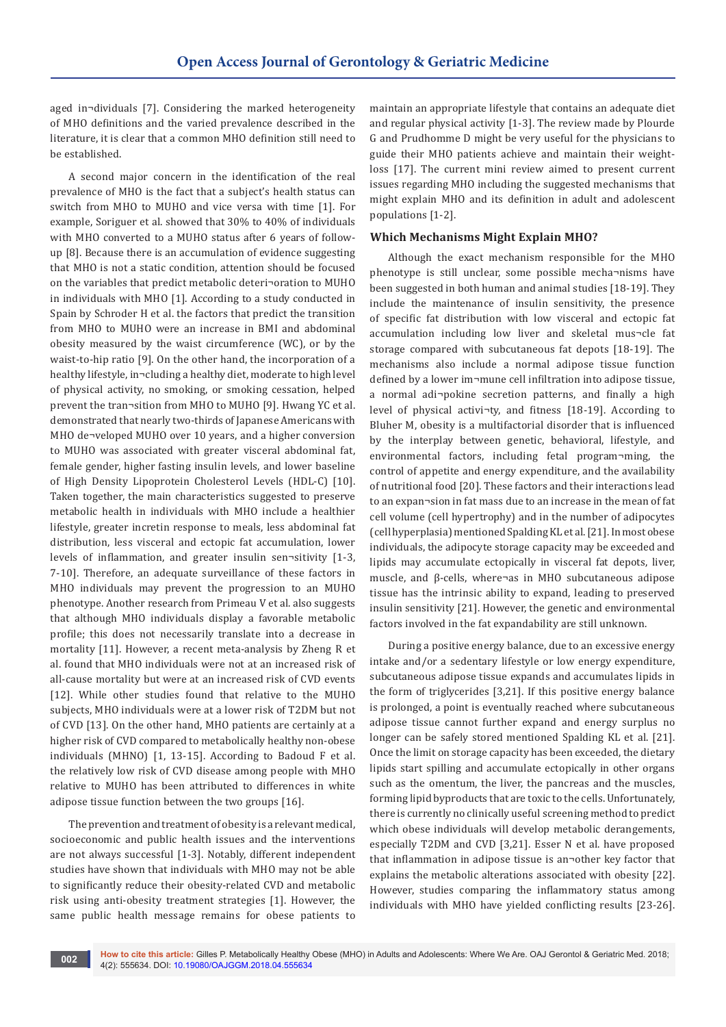aged in¬dividuals [7]. Considering the marked heterogeneity of MHO definitions and the varied prevalence described in the literature, it is clear that a common MHO definition still need to be established.

A second major concern in the identification of the real prevalence of MHO is the fact that a subject's health status can switch from MHO to MUHO and vice versa with time [1]. For example, Soriguer et al. showed that 30% to 40% of individuals with MHO converted to a MUHO status after 6 years of follow-up [8]. Because there is an accumulation of evidence suggesting that MHO is not a static condition, attention should be focused on the variables that predict metabolic deteri¬oration to MUHO in individuals with MHO [1]. According to a study conducted in Spain by Schroder H et al. the factors that predict the transition from MHO to MUHO were an increase in BMI and abdominal obesity measured by the waist circumference (WC), or by the waist-to-hip ratio [9]. On the other hand, the incorporation of a healthy lifestyle, in¬cluding a healthy diet, moderate to high level of physical activity, no smoking, or smoking cessation, helped prevent the tran¬sition from MHO to MUHO [9]. Hwang YC et al. demonstrated that nearly two-thirds of Japanese Americans with MHO de¬veloped MUHO over 10 years, and a higher conversion to MUHO was associated with greater visceral abdominal fat, female gender, higher fasting insulin levels, and lower baseline of High Density Lipoprotein Cholesterol Levels (HDL-C) [10]. Taken together, the main characteristics suggested to preserve metabolic health in individuals with MHO include a healthier lifestyle, greater incretin response to meals, less abdominal fat distribution, less visceral and ectopic fat accumulation, lower levels of inflammation, and greater insulin sen¬sitivity [1-3, 7-10]. Therefore, an adequate surveillance of these factors in MHO individuals may prevent the progression to an MUHO phenotype. Another research from Primeau V et al. also suggests that although MHO individuals display a favorable metabolic profile; this does not necessarily translate into a decrease in mortality [11]. However, a recent meta-analysis by Zheng R et al. found that MHO individuals were not at an increased risk of all-cause mortality but were at an increased risk of CVD events [12]. While other studies found that relative to the MUHO subjects, MHO individuals were at a lower risk of T2DM but not of CVD [13]. On the other hand, MHO patients are certainly at a higher risk of CVD compared to metabolically healthy non-obese individuals (MHNO) [1, 13-15]. According to Badoud F et al. the relatively low risk of CVD disease among people with MHO relative to MUHO has been attributed to differences in white adipose tissue function between the two groups [16].

The prevention and treatment of obesity is a relevant medical, socioeconomic and public health issues and the interventions are not always successful [1-3]. Notably, different independent studies have shown that individuals with MHO may not be able to significantly reduce their obesity-related CVD and metabolic risk using anti-obesity treatment strategies [1]. However, the same public health message remains for obese patients to maintain an appropriate lifestyle that contains an adequate diet and regular physical activity [1-3]. The review made by Plourde G and Prudhomme D might be very useful for the physicians to guide their MHO patients achieve and maintain their weight-loss [17]. The current mini review aimed to present current issues regarding MHO including the suggested mechanisms that might explain MHO and its definition in adult and adolescent populations [1-2].

## Which Mechanisms Might Explain MHO?

Although the exact mechanism responsible for the MHO phenotype is still unclear, some possible mecha¬nisms have been suggested in both human and animal studies [18-19]. They include the maintenance of insulin sensitivity, the presence of specific fat distribution with low visceral and ectopic fat accumulation including low liver and skeletal mus¬cle fat storage compared with subcutaneous fat depots [18-19]. The mechanisms also include a normal adipose tissue function defined by a lower im¬mune cell infiltration into adipose tissue, a normal adi¬pokine secretion patterns, and finally a high level of physical activi¬ty, and fitness [18-19]. According to Bluher M, obesity is a multifactorial disorder that is influenced by the interplay between genetic, behavioral, lifestyle, and environmental factors, including fetal program¬ming, the control of appetite and energy expenditure, and the availability of nutritional food [20]. These factors and their interactions lead to an expan¬sion in fat mass due to an increase in the mean of fat cell volume (cell hypertrophy) and in the number of adipocytes (cell hyperplasia) mentioned Spalding KL et al. [21]. In most obese individuals, the adipocyte storage capacity may be exceeded and lipids may accumulate ectopically in visceral fat depots, liver, muscle, and β-cells, where¬as in MHO subcutaneous adipose tissue has the intrinsic ability to expand, leading to preserved insulin sensitivity [21]. However, the genetic and environmental factors involved in the fat expandability are still unknown.

During a positive energy balance, due to an excessive energy intake and/or a sedentary lifestyle or low energy expenditure, subcutaneous adipose tissue expands and accumulates lipids in the form of triglycerides [3,21]. If this positive energy balance is prolonged, a point is eventually reached where subcutaneous adipose tissue cannot further expand and energy surplus no longer can be safely stored mentioned Spalding KL et al. [21]. Once the limit on storage capacity has been exceeded, the dietary lipids start spilling and accumulate ectopically in other organs such as the omentum, the liver, the pancreas and the muscles, forming lipid byproducts that are toxic to the cells. Unfortunately, there is currently no clinically useful screening method to predict which obese individuals will develop metabolic derangements, especially T2DM and CVD [3,21]. Esser N et al. have proposed that inflammation in adipose tissue is an¬other key factor that explains the metabolic alterations associated with obesity [22]. However, studies comparing the inflammatory status among individuals with MHO have yielded conflicting results [23-26].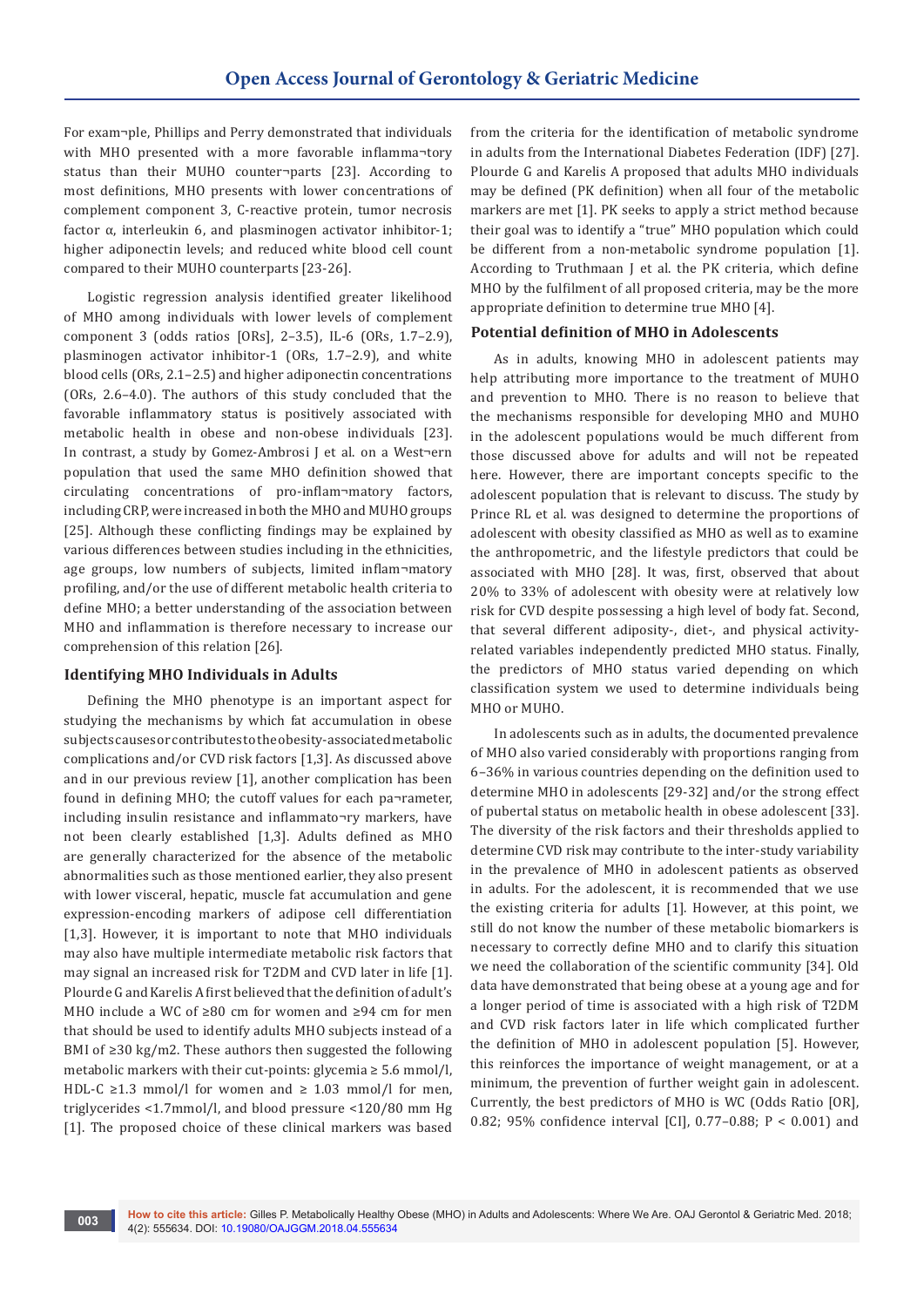For exam¬ple, Phillips and Perry demonstrated that individuals with MHO presented with a more favorable inflamma¬tory status than their MUHO counter¬parts [23]. According to most definitions, MHO presents with lower concentrations of complement component 3, C-reactive protein, tumor necrosis factor α, interleukin 6, and plasminogen activator inhibitor-1; higher adiponectin levels; and reduced white blood cell count compared to their MUHO counterparts [23-26].

Logistic regression analysis identified greater likelihood of MHO among individuals with lower levels of complement component 3 (odds ratios [ORs], 2–3.5), IL-6 (ORs, 1.7–2.9), plasminogen activator inhibitor-1 (ORs, 1.7–2.9), and white blood cells (ORs, 2.1–2.5) and higher adiponectin concentrations (ORs, 2.6–4.0). The authors of this study concluded that the favorable inflammatory status is positively associated with metabolic health in obese and non-obese individuals [23]. In contrast, a study by Gomez-Ambrosi J et al. on a West¬ern population that used the same MHO definition showed that circulating concentrations of pro-inflam¬matory factors, including CRP, were increased in both the MHO and MUHO groups [25]. Although these conflicting findings may be explained by various differences between studies including in the ethnicities, age groups, low numbers of subjects, limited inflam¬matory profiling, and/or the use of different metabolic health criteria to define MHO; a better understanding of the association between MHO and inflammation is therefore necessary to increase our comprehension of this relation [26].

### Identifying MHO Individuals in Adults

Defining the MHO phenotype is an important aspect for studying the mechanisms by which fat accumulation in obese subjects causes or contributes to the obesity-associated metabolic complications and/or CVD risk factors [1,3]. As discussed above and in our previous review [1], another complication has been found in defining MHO; the cutoff values for each pa¬rameter, including insulin resistance and inflammato¬ry markers, have not been clearly established [1,3]. Adults defined as MHO are generally characterized for the absence of the metabolic abnormalities such as those mentioned earlier, they also present with lower visceral, hepatic, muscle fat accumulation and gene expression-encoding markers of adipose cell differentiation [1,3]. However, it is important to note that MHO individuals may also have multiple intermediate metabolic risk factors that may signal an increased risk for T2DM and CVD later in life [1]. Plourde G and Karelis A first believed that the definition of adult's MHO include a WC of ≥80 cm for women and ≥94 cm for men that should be used to identify adults MHO subjects instead of a BMI of ≥30 kg/m2. These authors then suggested the following metabolic markers with their cut-points: glycemia ≥ 5.6 mmol/l, HDL-C ≥1.3 mmol/l for women and ≥ 1.03 mmol/l for men, triglycerides <1.7mmol/l, and blood pressure <120/80 mm Hg [1]. The proposed choice of these clinical markers was based from the criteria for the identification of metabolic syndrome in adults from the International Diabetes Federation (IDF) [27]. Plourde G and Karelis A proposed that adults MHO individuals may be defined (PK definition) when all four of the metabolic markers are met [1]. PK seeks to apply a strict method because their goal was to identify a "true" MHO population which could be different from a non-metabolic syndrome population [1]. According to Truthmaan J et al. the PK criteria, which define MHO by the fulfilment of all proposed criteria, may be the more appropriate definition to determine true MHO [4].

### Potential definition of MHO in Adolescents

As in adults, knowing MHO in adolescent patients may help attributing more importance to the treatment of MUHO and prevention to MHO. There is no reason to believe that the mechanisms responsible for developing MHO and MUHO in the adolescent populations would be much different from those discussed above for adults and will not be repeated here. However, there are important concepts specific to the adolescent population that is relevant to discuss. The study by Prince RL et al. was designed to determine the proportions of adolescent with obesity classified as MHO as well as to examine the anthropometric, and the lifestyle predictors that could be associated with MHO [28]. It was, first, observed that about 20% to 33% of adolescent with obesity were at relatively low risk for CVD despite possessing a high level of body fat. Second, that several different adiposity-, diet-, and physical activity-related variables independently predicted MHO status. Finally, the predictors of MHO status varied depending on which classification system we used to determine individuals being MHO or MUHO.

In adolescents such as in adults, the documented prevalence of MHO also varied considerably with proportions ranging from 6–36% in various countries depending on the definition used to determine MHO in adolescents [29-32] and/or the strong effect of pubertal status on metabolic health in obese adolescent [33]. The diversity of the risk factors and their thresholds applied to determine CVD risk may contribute to the inter-study variability in the prevalence of MHO in adolescent patients as observed in adults. For the adolescent, it is recommended that we use the existing criteria for adults [1]. However, at this point, we still do not know the number of these metabolic biomarkers is necessary to correctly define MHO and to clarify this situation we need the collaboration of the scientific community [34]. Old data have demonstrated that being obese at a young age and for a longer period of time is associated with a high risk of T2DM and CVD risk factors later in life which complicated further the definition of MHO in adolescent population [5]. However, this reinforces the importance of weight management, or at a minimum, the prevention of further weight gain in adolescent. Currently, the best predictors of MHO is WC (Odds Ratio [OR], 0.82; 95% confidence interval [CI], 0.77–0.88; $P < 0.001$) and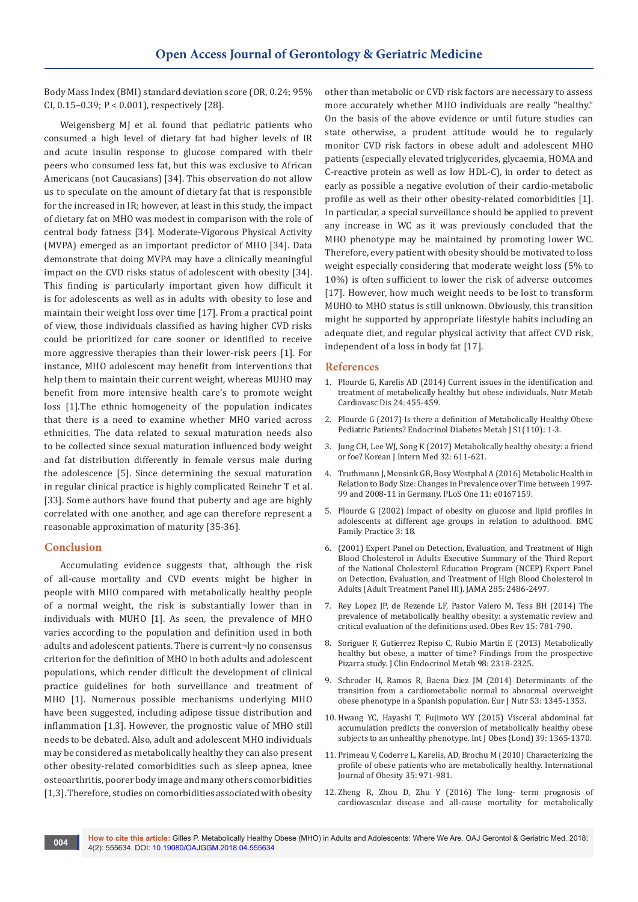Body Mass Index (BMI) standard deviation score (OR, 0.24; 95% CI, 0.15–0.39; P < 0.001), respectively [28].

Weigensberg MJ et al. found that pediatric patients who consumed a high level of dietary fat had higher levels of IR and acute insulin response to glucose compared with their peers who consumed less fat, but this was exclusive to African Americans (not Caucasians) [34]. This observation do not allow us to speculate on the amount of dietary fat that is responsible for the increased in IR; however, at least in this study, the impact of dietary fat on MHO was modest in comparison with the role of central body fatness [34]. Moderate-Vigorous Physical Activity (MVPA) emerged as an important predictor of MHO [34]. Data demonstrate that doing MVPA may have a clinically meaningful impact on the CVD risks status of adolescent with obesity [34]. This finding is particularly important given how difficult it is for adolescents as well as in adults with obesity to lose and maintain their weight loss over time [17]. From a practical point of view, those individuals classified as having higher CVD risks could be prioritized for care sooner or identified to receive more aggressive therapies than their lower-risk peers [1]. For instance, MHO adolescent may benefit from interventions that help them to maintain their current weight, whereas MUHO may benefit from more intensive health care's to promote weight loss [1].The ethnic homogeneity of the population indicates that there is a need to examine whether MHO varied across ethnicities. The data related to sexual maturation needs also to be collected since sexual maturation influenced body weight and fat distribution differently in female versus male during the adolescence [5]. Since determining the sexual maturation in regular clinical practice is highly complicated Reinehr T et al. [33]. Some authors have found that puberty and age are highly correlated with one another, and age can therefore represent a reasonable approximation of maturity [35-36].

## Conclusion

Accumulating evidence suggests that, although the risk of all-cause mortality and CVD events might be higher in people with MHO compared with metabolically healthy people of a normal weight, the risk is substantially lower than in individuals with MUHO [1]. As seen, the prevalence of MHO varies according to the population and definition used in both adults and adolescent patients. There is current¬ly no consensus criterion for the definition of MHO in both adults and adolescent populations, which render difficult the development of clinical practice guidelines for both surveillance and treatment of MHO [1]. Numerous possible mechanisms underlying MHO have been suggested, including adipose tissue distribution and inflammation [1,3]. However, the prognostic value of MHO still needs to be debated. Also, adult and adolescent MHO individuals may be considered as metabolically healthy they can also present other obesity-related comorbidities such as sleep apnea, knee osteoarthritis, poorer body image and many others comorbidities [1,3]. Therefore, studies on comorbidities associated with obesity other than metabolic or CVD risk factors are necessary to assess more accurately whether MHO individuals are really "healthy." On the basis of the above evidence or until future studies can state otherwise, a prudent attitude would be to regularly monitor CVD risk factors in obese adult and adolescent MHO patients (especially elevated triglycerides, glycaemia, HOMA and C-reactive protein as well as low HDL-C), in order to detect as early as possible a negative evolution of their cardio-metabolic profile as well as their other obesity-related comorbidities [1]. In particular, a special surveillance should be applied to prevent any increase in WC as it was previously concluded that the MHO phenotype may be maintained by promoting lower WC. Therefore, every patient with obesity should be motivated to loss weight especially considering that moderate weight loss (5% to 10%) is often sufficient to lower the risk of adverse outcomes [17]. However, how much weight needs to be lost to transform MUHO to MHO status is still unknown. Obviously, this transition might be supported by appropriate lifestyle habits including an adequate diet, and regular physical activity that affect CVD risk, independent of a loss in body fat [17].

## References

1. Plourde G, Karelis AD (2014) Current issues in the identification and treatment of metabolically healthy but obese individuals. Nutr Metab Cardiovasc Dis 24: 455-459.
2. Plourde G (2017) Is there a definition of Metabolically Healthy Obese Pediatric Patients? Endocrinol Diabetes Metab J S1(110): 1-3.
3. Jung CH, Lee WJ, Song K (2017) Metabolically healthy obesity: a friend or foe? Korean J Intern Med 32: 611-621.
4. Truthmann J, Mensink GB, Bosy Westphal A (2016) Metabolic Health in Relation to Body Size: Changes in Prevalence over Time between 1997-99 and 2008-11 in Germany. PLoS One 11: e0167159.
5. Plourde G (2002) Impact of obesity on glucose and lipid profiles in adolescents at different age groups in relation to adulthood. BMC Family Practice 3: 18.
6. (2001) Expert Panel on Detection, Evaluation, and Treatment of High Blood Cholesterol in Adults Executive Summary of the Third Report of the National Cholesterol Education Program (NCEP) Expert Panel on Detection, Evaluation, and Treatment of High Blood Cholesterol in Adults (Adult Treatment Panel III). JAMA 285: 2486-2497.
7. Rey Lopez JP, de Rezende LF, Pastor Valero M, Tess BH (2014) The prevalence of metabolically healthy obesity: a systematic review and critical evaluation of the definitions used. Obes Rev 15: 781-790.
8. Soriguer F, Gutierrez Repiso C, Rubio Martin E (2013) Metabolically healthy but obese, a matter of time? Findings from the prospective Pizarra study. J Clin Endocrinol Metab 98: 2318-2325.
9. Schroder H, Ramos R, Baena Diez JM (2014) Determinants of the transition from a cardiometabolic normal to abnormal overweight obese phenotype in a Spanish population. Eur J Nutr 53: 1345-1353.
10. Hwang YC, Hayashi T, Fujimoto WY (2015) Visceral abdominal fat accumulation predicts the conversion of metabolically healthy obese subjects to an unhealthy phenotype. Int J Obes (Lond) 39: 1365-1370.
11. Primeau V, Coderre L, Karelis, AD, Brochu M (2010) Characterizing the profile of obese patients who are metabolically healthy. International Journal of Obesity 35: 971-981.
12. Zheng R, Zhou D, Zhu Y (2016) The long- term prognosis of cardiovascular disease and all-cause mortality for metabolically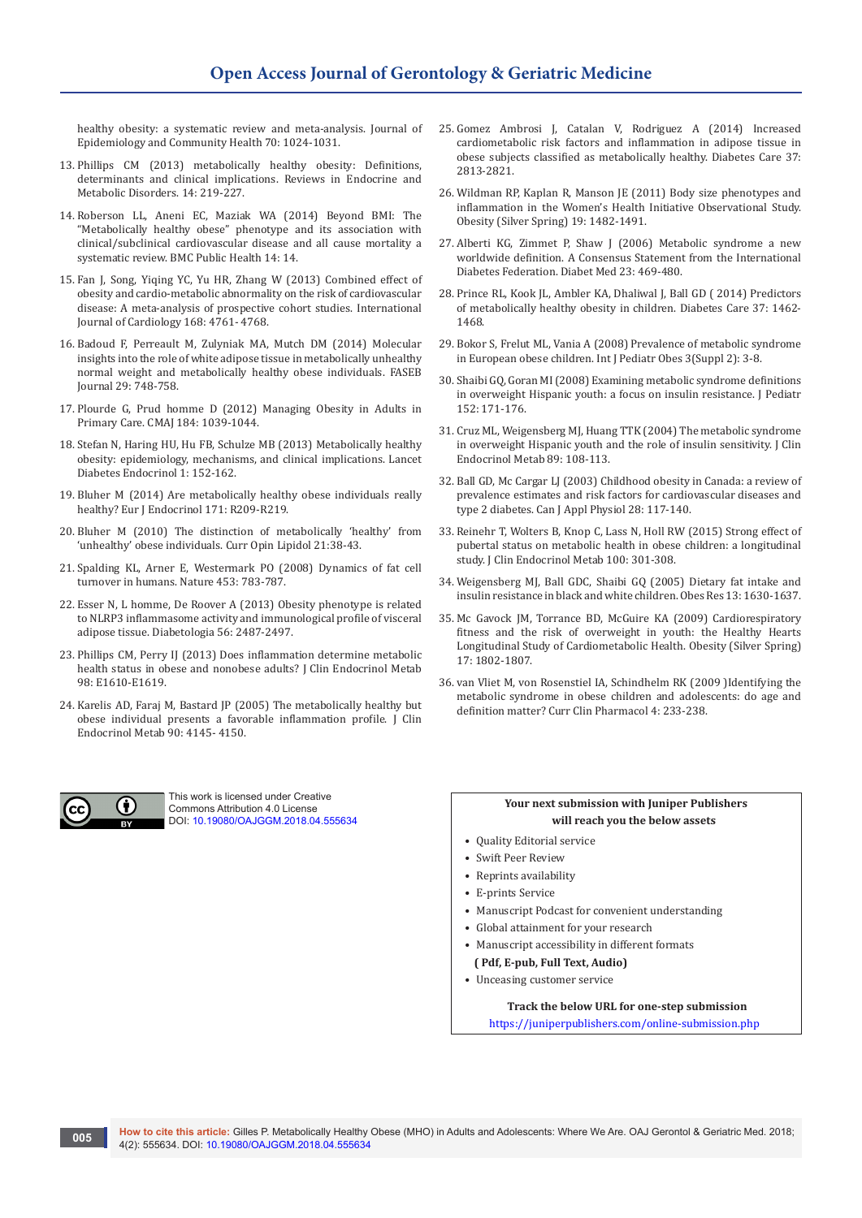healthy obesity: a systematic review and meta-analysis. Journal of Epidemiology and Community Health 70: 1024-1031.

13. Phillips CM (2013) metabolically healthy obesity: Definitions, determinants and clinical implications. Reviews in Endocrine and Metabolic Disorders. 14: 219-227.

14. Roberson LL, Aneni EC, Maziak WA (2014) Beyond BMI: The "Metabolically healthy obese" phenotype and its association with clinical/subclinical cardiovascular disease and all cause mortality a systematic review. BMC Public Health 14: 14.

15. Fan J, Song, Yiqing YC, Yu HR, Zhang W (2013) Combined effect of obesity and cardio-metabolic abnormality on the risk of cardiovascular disease: A meta-analysis of prospective cohort studies. International Journal of Cardiology 168: 4761- 4768.

16. Badoud F, Perreault M, Zulyniak MA, Mutch DM (2014) Molecular insights into the role of white adipose tissue in metabolically unhealthy normal weight and metabolically healthy obese individuals. FASEB Journal 29: 748-758.

17. Plourde G, Prud homme D (2012) Managing Obesity in Adults in Primary Care. CMAJ 184: 1039-1044.

18. Stefan N, Haring HU, Hu FB, Schulze MB (2013) Metabolically healthy obesity: epidemiology, mechanisms, and clinical implications. Lancet Diabetes Endocrinol 1: 152-162.

19. Bluher M (2014) Are metabolically healthy obese individuals really healthy? Eur J Endocrinol 171: R209-R219.

20. Bluher M (2010) The distinction of metabolically 'healthy' from 'unhealthy' obese individuals. Curr Opin Lipidol 21:38-43.

21. Spalding KL, Arner E, Westermark PO (2008) Dynamics of fat cell turnover in humans. Nature 453: 783-787.

22. Esser N, L homme, De Roover A (2013) Obesity phenotype is related to NLRP3 inflammasome activity and immunological profile of visceral adipose tissue. Diabetologia 56: 2487-2497.

23. Phillips CM, Perry IJ (2013) Does inflammation determine metabolic health status in obese and nonobese adults? J Clin Endocrinol Metab 98: E1610-E1619.

24. Karelis AD, Faraj M, Bastard JP (2005) The metabolically healthy but obese individual presents a favorable inflammation profile. J Clin Endocrinol Metab 90: 4145- 4150.

25. Gomez Ambrosi J, Catalan V, Rodriguez A (2014) Increased cardiometabolic risk factors and inflammation in adipose tissue in obese subjects classified as metabolically healthy. Diabetes Care 37: 2813-2821.

26. Wildman RP, Kaplan R, Manson JE (2011) Body size phenotypes and inflammation in the Women's Health Initiative Observational Study. Obesity (Silver Spring) 19: 1482-1491.

27. Alberti KG, Zimmet P, Shaw J (2006) Metabolic syndrome a new worldwide definition. A Consensus Statement from the International Diabetes Federation. Diabet Med 23: 469-480.

28. Prince RL, Kook JL, Ambler KA, Dhaliwal J, Ball GD ( 2014) Predictors of metabolically healthy obesity in children. Diabetes Care 37: 1462-1468.

29. Bokor S, Frelut ML, Vania A (2008) Prevalence of metabolic syndrome in European obese children. Int J Pediatr Obes 3(Suppl 2): 3-8.

30. Shaibi GQ, Goran MI (2008) Examining metabolic syndrome definitions in overweight Hispanic youth: a focus on insulin resistance. J Pediatr 152: 171-176.

31. Cruz ML, Weigensberg MJ, Huang TTK (2004) The metabolic syndrome in overweight Hispanic youth and the role of insulin sensitivity. J Clin Endocrinol Metab 89: 108-113.

32. Ball GD, Mc Cargar LJ (2003) Childhood obesity in Canada: a review of prevalence estimates and risk factors for cardiovascular diseases and type 2 diabetes. Can J Appl Physiol 28: 117-140.

33. Reinehr T, Wolters B, Knop C, Lass N, Holl RW (2015) Strong effect of pubertal status on metabolic health in obese children: a longitudinal study. J Clin Endocrinol Metab 100: 301-308.

34. Weigensberg MJ, Ball GDC, Shaibi GQ (2005) Dietary fat intake and insulin resistance in black and white children. Obes Res 13: 1630-1637.

35. Mc Gavock JM, Torrance BD, McGuire KA (2009) Cardiorespiratory fitness and the risk of overweight in youth: the Healthy Hearts Longitudinal Study of Cardiometabolic Health. Obesity (Silver Spring) 17: 1802-1807.

36. van Vliet M, von Rosenstiel IA, Schindhelm RK (2009 )Identifying the metabolic syndrome in obese children and adolescents: do age and definition matter? Curr Clin Pharmacol 4: 233-238.

This work is licensed under Creative Commons Attribution 4.0 License
DOI: 10.19080/OAJGGM.2018.04.555634

**Your next submission with Juniper Publishers will reach you the below assets**

- Quality Editorial service
- Swift Peer Review
- Reprints availability
- E-prints Service
- Manuscript Podcast for convenient understanding
- Global attainment for your research
- Manuscript accessibility in different formats

  **( Pdf, E-pub, Full Text, Audio)**
- Unceasing customer service

**Track the below URL for one-step submission**
https://juniperpublishers.com/online-submission.php

**How to cite this article:** Gilles P. Metabolically Healthy Obese (MHO) in Adults and Adolescents: Where We Are. OAJ Gerontol & Geriatric Med. 2018; 4(2): 555634. DOI: 10.19080/OAJGGM.2018.04.555634